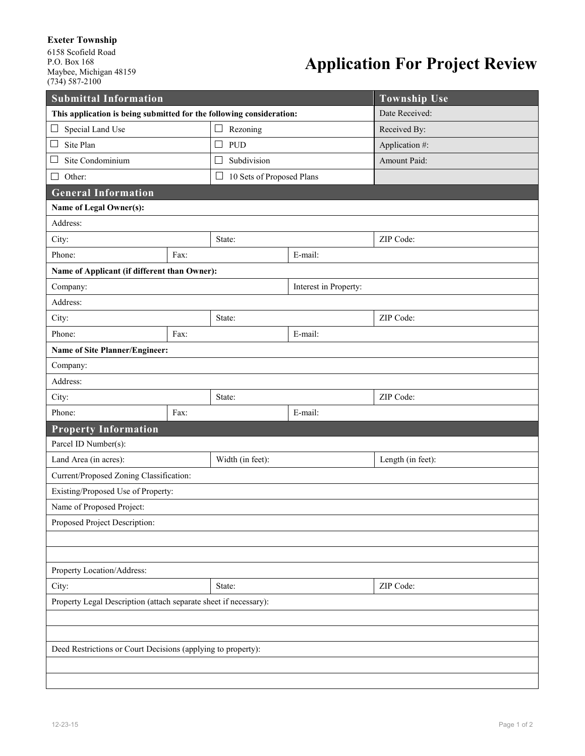**Exeter Township**
6158 Scofield Road
P.O. Box 168
Maybee, Michigan 48159
(734) 587-2100

# Application For Project Review

| Submittal Information | | Township Use |
|---|---|---|
| **This application is being submitted for the following consideration:** | | Date Received: |
| ☐ Special Land Use | ☐ Rezoning | Received By: |
| ☐ Site Plan | ☐ PUD | Application #: |
| ☐ Site Condominium | ☐ Subdivision | Amount Paid: |
| ☐ Other: | ☐ 10 Sets of Proposed Plans | |

## General Information

| | | | |
|---|---|---|---|
| **Name of Legal Owner(s):** | | | |
| Address: | | | |
| City: | State: | | ZIP Code: |
| Phone: | Fax: | E-mail: | |
| **Name of Applicant (if different than Owner):** | | | |
| Company: | | Interest in Property: | |
| Address: | | | |
| City: | State: | | ZIP Code: |
| Phone: | Fax: | E-mail: | |
| **Name of Site Planner/Engineer:** | | | |
| Company: | | | |
| Address: | | | |
| City: | State: | | ZIP Code: |
| Phone: | Fax: | E-mail: | |

## Property Information

| | | |
|---|---|---|
| Parcel ID Number(s): | | |
| Land Area (in acres): | Width (in feet): | Length (in feet): |
| Current/Proposed Zoning Classification: | | |
| Existing/Proposed Use of Property: | | |
| Name of Proposed Project: | | |
| Proposed Project Description: | | |
| | | |
| | | |
| Property Location/Address: | | |
| City: | State: | ZIP Code: |
| Property Legal Description (attach separate sheet if necessary): | | |
| | | |
| | | |
| Deed Restrictions or Court Decisions (applying to property): | | |
| | | |
| | | |

12-23-15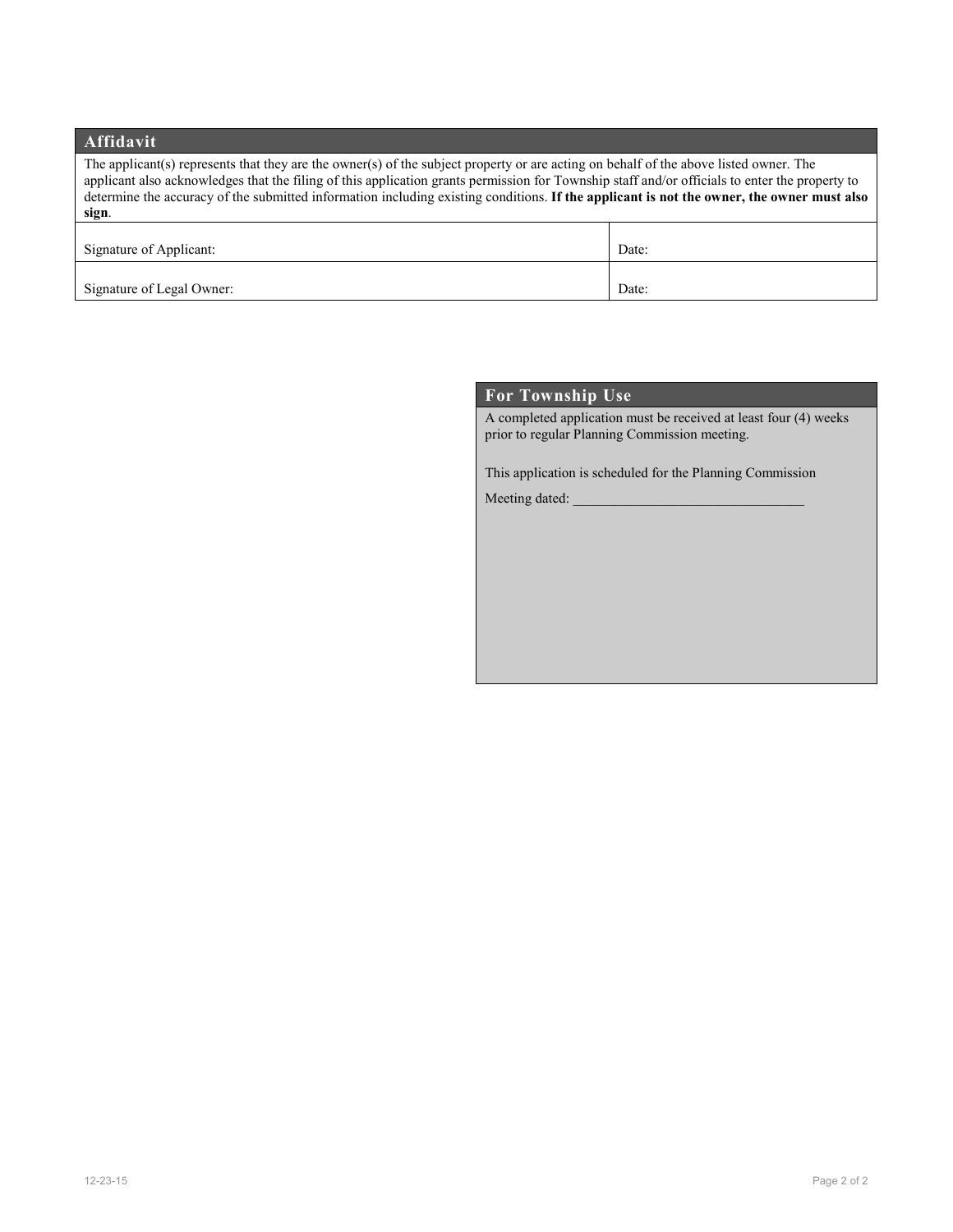## Affidavit

The applicant(s) represents that they are the owner(s) of the subject property or are acting on behalf of the above listed owner. The applicant also acknowledges that the filing of this application grants permission for Township staff and/or officials to enter the property to determine the accuracy of the submitted information including existing conditions. **If the applicant is not the owner, the owner must also sign**.

| | |
|---|---|
| Signature of Applicant: | Date: |
| Signature of Legal Owner: | Date: |

## For Township Use

A completed application must be received at least four (4) weeks prior to regular Planning Commission meeting.

This application is scheduled for the Planning Commission

Meeting dated: ________________________________

12-23-15